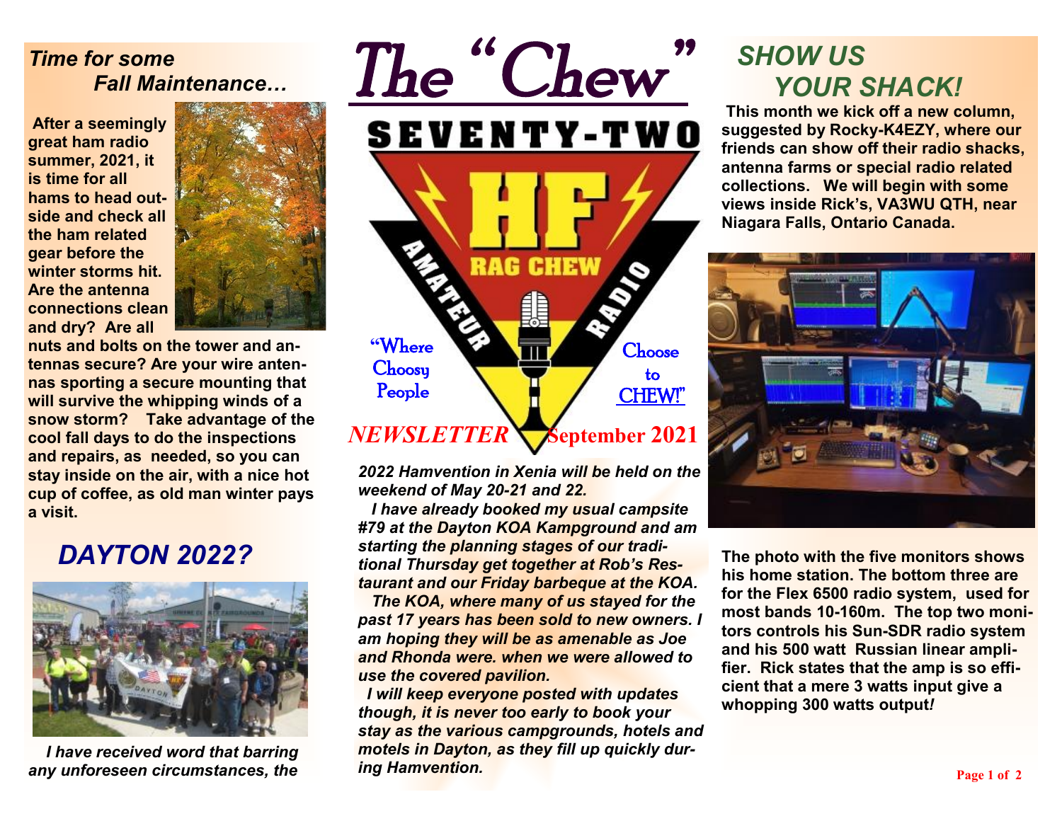# The "Chew"

SEVENTY-TWO HF AMATEUR RADIO RAG CHEW

"Where Choosy People Choose to CHEW!"

*NEWSLETTER* **September 2021**

## *Time for some Fall Maintenance…*

**After a seemingly great ham radio summer, 2021, it is time for all hams to head outside and check all the ham related gear before the winter storms hit. Are the antenna connections clean and dry? Are all nuts and bolts on the tower and antennas secure? Are your wire antennas sporting a secure mounting that will survive the whipping winds of a snow storm? Take advantage of the cool fall days to do the inspections and repairs, as needed, so you can stay inside on the air, with a nice hot cup of coffee, as old man winter pays a visit.**

## *DAYTON 2022?*

***I have received word that barring any unforeseen circumstances, the 2022 Hamvention in Xenia will be held on the weekend of May 20-21 and 22.***

***I have already booked my usual campsite #79 at the Dayton KOA Kampground and am starting the planning stages of our traditional Thursday get together at Rob's Restaurant and our Friday barbeque at the KOA.***

***The KOA, where many of us stayed for the past 17 years has been sold to new owners. I am hoping they will be as amenable as Joe and Rhonda were. when we were allowed to use the covered pavilion.***

***I will keep everyone posted with updates though, it is never too early to book your stay as the various campgrounds, hotels and motels in Dayton, as they fill up quickly during Hamvention.***

## *SHOW US YOUR SHACK!*

**This month we kick off a new column, suggested by Rocky-K4EZY, where our friends can show off their radio shacks, antenna farms or special radio related collections. We will begin with some views inside Rick's, VA3WU QTH, near Niagara Falls, Ontario Canada.**

**The photo with the five monitors shows his home station. The bottom three are for the Flex 6500 radio system, used for most bands 10-160m. The top two monitors controls his Sun-SDR radio system and his 500 watt Russian linear amplifier. Rick states that the amp is so efficient that a mere 3 watts input give a whopping 300 watts output*!***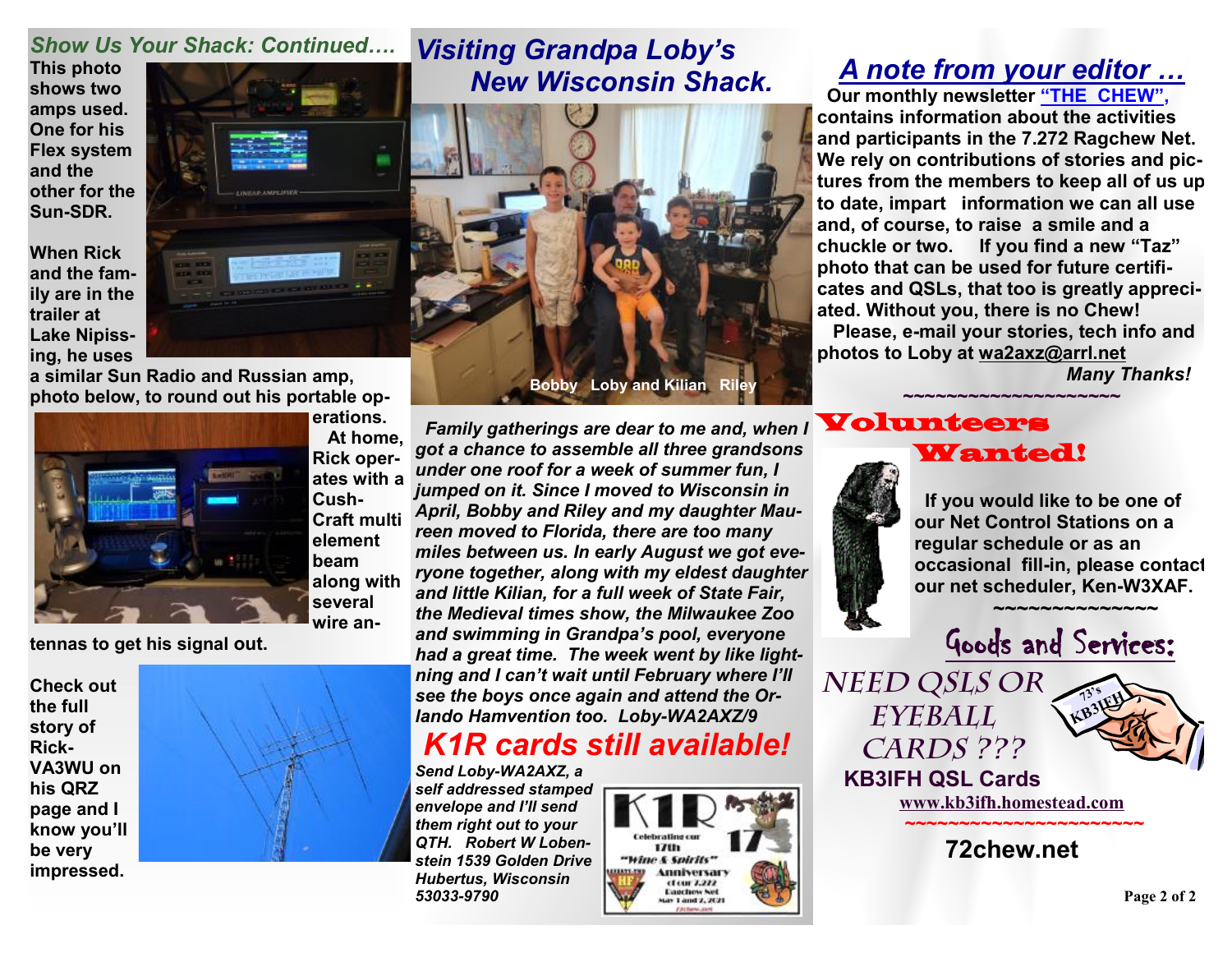## *Show Us Your Shack: Continued….*

**This photo shows two amps used. One for his Flex system and the other for the Sun-SDR.**

**When Rick and the family are in the trailer at Lake Nipissing, he uses a similar Sun Radio and Russian amp, photo below, to round out his portable operations.**

**At home, Rick operates with a Cush-Craft multi element beam along with several wire antennas to get his signal out.**

**Check out the full story of Rick-VA3WU on his QRZ page and I know you'll be very impressed.**

## *Visiting Grandpa Loby's New Wisconsin Shack.*

**Bobby Loby and Kilian Riley**

***Family gatherings are dear to me and, when I got a chance to assemble all three grandsons under one roof for a week of summer fun, I jumped on it. Since I moved to Wisconsin in April, Bobby and Riley and my daughter Maureen moved to Florida, there are too many miles between us. In early August we got everyone together, along with my eldest daughter and little Kilian, for a full week of State Fair, the Medieval times show, the Milwaukee Zoo and swimming in Grandpa's pool, everyone had a great time. The week went by like lightning and I can't wait until February where I'll see the boys once again and attend the Orlando Hamvention too. Loby-WA2AXZ/9***

## *K1R cards still available!*

***Send Loby-WA2AXZ, a self addressed stamped envelope and I'll send them right out to your QTH. Robert W Lobenstein 1539 Golden Drive Hubertus, Wisconsin 53033-9790***

K1R
Celebrating our 17th "Wine & Spirits" Anniversary of our 7.272 Ragchew Net May 1 and 2, 2021
17
72chew.net

## *A note from your editor …*

**Our monthly newsletter "THE CHEW", contains information about the activities and participants in the 7.272 Ragchew Net. We rely on contributions of stories and pictures from the members to keep all of us up to date, impart information we can all use and, of course, to raise a smile and a chuckle or two. If you find a new "Taz" photo that can be used for future certificates and QSLs, that too is greatly appreciated. Without you, there is no Chew!**

**Please, e-mail your stories, tech info and photos to Loby at wa2axz@arrl.net**

***Many Thanks!***

~~~~~~~~~~~~~~~~~~~~

## Volunteers Wanted!

**If you would like to be one of our Net Control Stations on a regular schedule or as an occasional fill-in, please contact our net scheduler, Ken-W3XAF.**

~~~~~~~~~~~~~~~

## Goods and Services:

NEED QSLS OR EYEBALL CARDS ???

73's KB3IFH

**KB3IFH QSL Cards**

**www.kb3ifh.homestead.com**

~~~~~~~~~~~~~~~~~~~~~~~

**72chew.net**